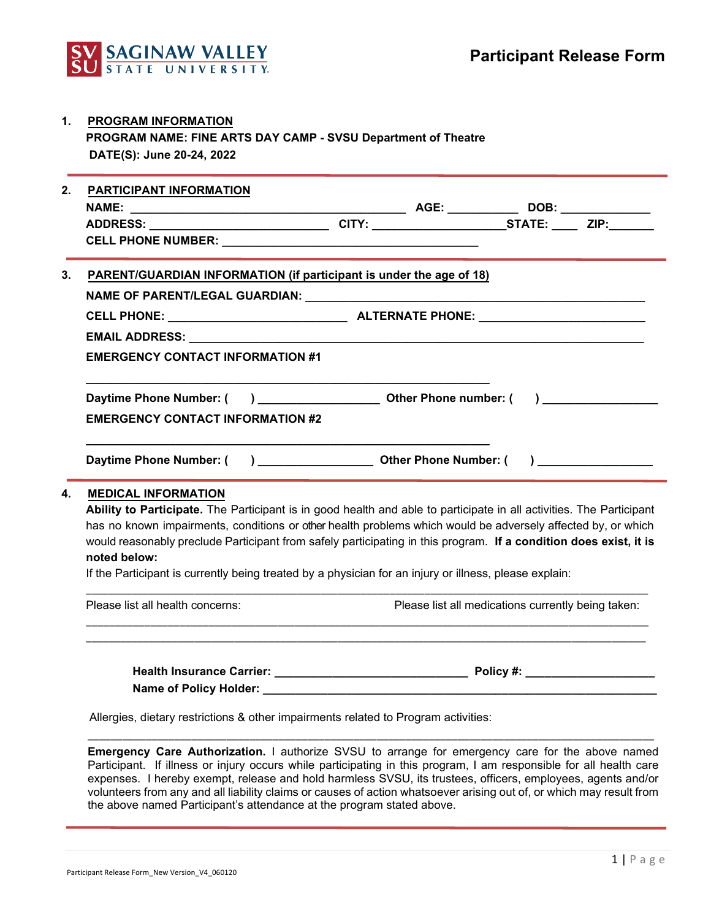SAGINAW VALLEY STATE UNIVERSITY

# Participant Release Form

1. **PROGRAM INFORMATION**

**PROGRAM NAME: FINE ARTS DAY CAMP - SVSU Department of Theatre**

**DATE(S): June 20-24, 2022**

2. **PARTICIPANT INFORMATION**

**NAME:** ________________________________ **AGE:** __________ **DOB:** ____________

**ADDRESS:** ________________________ **CITY:** __________________ **STATE:** ____ **ZIP:** ______

**CELL PHONE NUMBER:** ________________________________

3. **PARENT/GUARDIAN INFORMATION (if participant is under the age of 18)**

**NAME OF PARENT/LEGAL GUARDIAN:** ________________________________________

**CELL PHONE:** ________________________ **ALTERNATE PHONE:** ______________________

**EMAIL ADDRESS:** ______________________________________________________

**EMERGENCY CONTACT INFORMATION #1**

______________________________________________

**Daytime Phone Number: (    )** ________________ **Other Phone number: (    )** ________________

**EMERGENCY CONTACT INFORMATION #2**

______________________________________________

**Daytime Phone Number: (    )** ________________ **Other Phone Number: (    )** ________________

4. **MEDICAL INFORMATION**

**Ability to Participate.** The Participant is in good health and able to participate in all activities. The Participant has no known impairments, conditions or other health problems which would be adversely affected by, or which would reasonably preclude Participant from safely participating in this program. **If a condition does exist, it is noted below:**

If the Participant is currently being treated by a physician for an injury or illness, please explain:

______________________________________________________________________

Please list all health concerns: Please list all medications currently being taken:

______________________________________________________________________

______________________________________________________________________

**Health Insurance Carrier:** ___________________________ **Policy #:** __________________

**Name of Policy Holder:** ______________________________________________________

Allergies, dietary restrictions & other impairments related to Program activities:

______________________________________________________________________

**Emergency Care Authorization.** I authorize SVSU to arrange for emergency care for the above named Participant. If illness or injury occurs while participating in this program, I am responsible for all health care expenses. I hereby exempt, release and hold harmless SVSU, its trustees, officers, employees, agents and/or volunteers from any and all liability claims or causes of action whatsoever arising out of, or which may result from the above named Participant's attendance at the program stated above.

Participant Release Form_New Version_V4_060120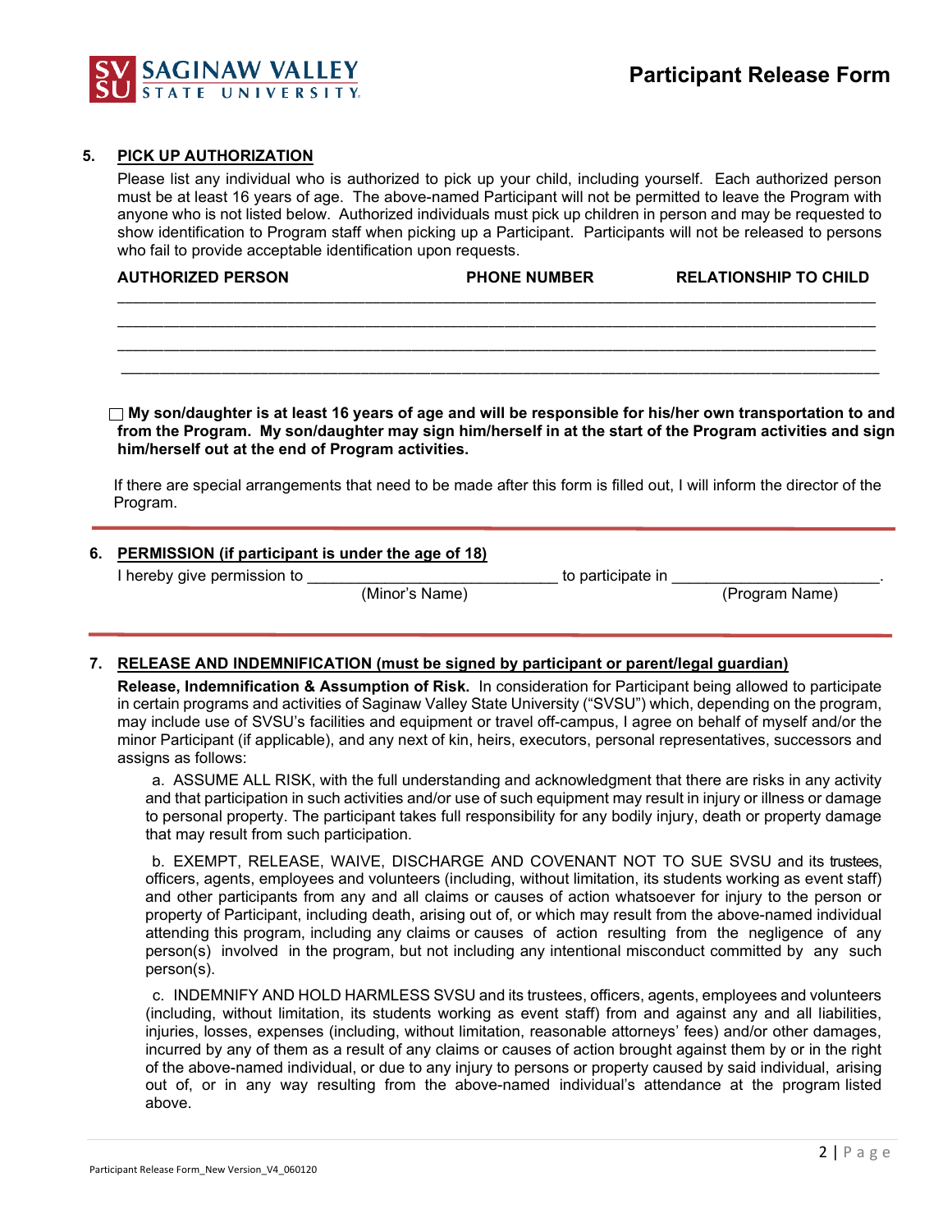# Participant Release Form

## 5. PICK UP AUTHORIZATION

Please list any individual who is authorized to pick up your child, including yourself. Each authorized person must be at least 16 years of age. The above-named Participant will not be permitted to leave the Program with anyone who is not listed below. Authorized individuals must pick up children in person and may be requested to show identification to Program staff when picking up a Participant. Participants will not be released to persons who fail to provide acceptable identification upon requests.

| AUTHORIZED PERSON | PHONE NUMBER | RELATIONSHIP TO CHILD |
|---|---|---|
| | | |
| | | |
| | | |
| | | |

☐ **My son/daughter is at least 16 years of age and will be responsible for his/her own transportation to and from the Program. My son/daughter may sign him/herself in at the start of the Program activities and sign him/herself out at the end of Program activities.**

If there are special arrangements that need to be made after this form is filled out, I will inform the director of the Program.

## 6. PERMISSION (if participant is under the age of 18)

I hereby give permission to ____________________________ to participate in ______________________.
(Minor's Name) (Program Name)

## 7. RELEASE AND INDEMNIFICATION (must be signed by participant or parent/legal guardian)

**Release, Indemnification & Assumption of Risk.** In consideration for Participant being allowed to participate in certain programs and activities of Saginaw Valley State University ("SVSU") which, depending on the program, may include use of SVSU's facilities and equipment or travel off-campus, I agree on behalf of myself and/or the minor Participant (if applicable), and any next of kin, heirs, executors, personal representatives, successors and assigns as follows:

a. ASSUME ALL RISK, with the full understanding and acknowledgment that there are risks in any activity and that participation in such activities and/or use of such equipment may result in injury or illness or damage to personal property. The participant takes full responsibility for any bodily injury, death or property damage that may result from such participation.

b. EXEMPT, RELEASE, WAIVE, DISCHARGE AND COVENANT NOT TO SUE SVSU and its trustees, officers, agents, employees and volunteers (including, without limitation, its students working as event staff) and other participants from any and all claims or causes of action whatsoever for injury to the person or property of Participant, including death, arising out of, or which may result from the above-named individual attending this program, including any claims or causes of action resulting from the negligence of any person(s) involved in the program, but not including any intentional misconduct committed by any such person(s).

c. INDEMNIFY AND HOLD HARMLESS SVSU and its trustees, officers, agents, employees and volunteers (including, without limitation, its students working as event staff) from and against any and all liabilities, injuries, losses, expenses (including, without limitation, reasonable attorneys' fees) and/or other damages, incurred by any of them as a result of any claims or causes of action brought against them by or in the right of the above-named individual, or due to any injury to persons or property caused by said individual, arising out of, or in any way resulting from the above-named individual's attendance at the program listed above.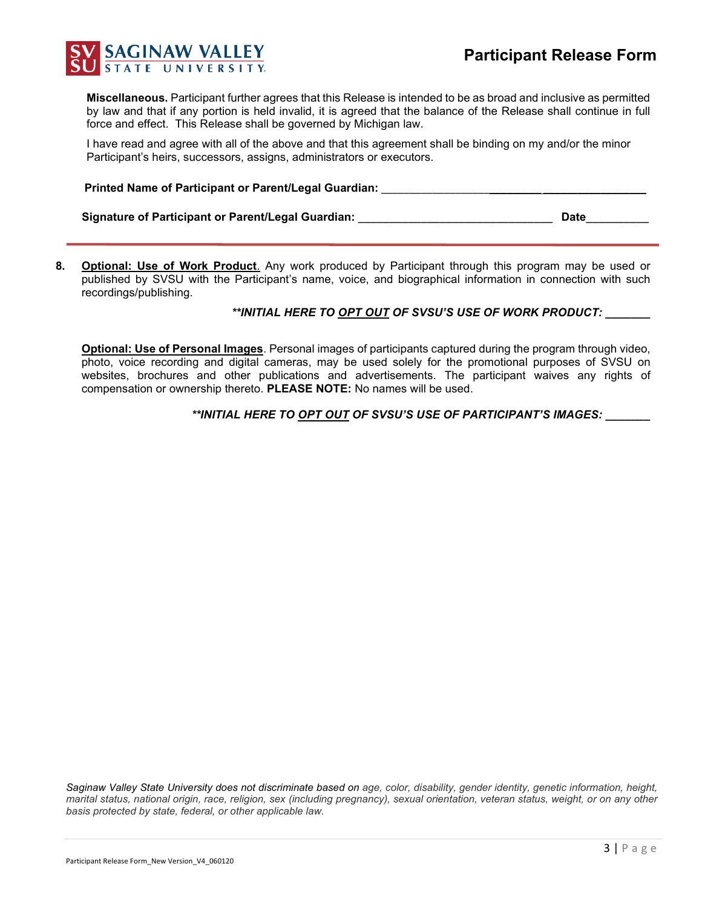**Miscellaneous.** Participant further agrees that this Release is intended to be as broad and inclusive as permitted by law and that if any portion is held invalid, it is agreed that the balance of the Release shall continue in full force and effect. This Release shall be governed by Michigan law.

I have read and agree with all of the above and that this agreement shall be binding on my and/or the minor Participant's heirs, successors, assigns, administrators or executors.

**Printed Name of Participant or Parent/Legal Guardian:** ___________________________________________

**Signature of Participant or Parent/Legal Guardian:** _______________________________ **Date**__________

---

**8. Optional: Use of Work Product**. Any work produced by Participant through this program may be used or published by SVSU with the Participant's name, voice, and biographical information in connection with such recordings/publishing.

***\*\*INITIAL HERE TO OPT OUT OF SVSU'S USE OF WORK PRODUCT:*** _______

**Optional: Use of Personal Images**. Personal images of participants captured during the program through video, photo, voice recording and digital cameras, may be used solely for the promotional purposes of SVSU on websites, brochures and other publications and advertisements. The participant waives any rights of compensation or ownership thereto. **PLEASE NOTE:** No names will be used.

***\*\*INITIAL HERE TO OPT OUT OF SVSU'S USE OF PARTICIPANT'S IMAGES:*** _______

*Saginaw Valley State University does not discriminate based on age, color, disability, gender identity, genetic information, height, marital status, national origin, race, religion, sex (including pregnancy), sexual orientation, veteran status, weight, or on any other basis protected by state, federal, or other applicable law.*